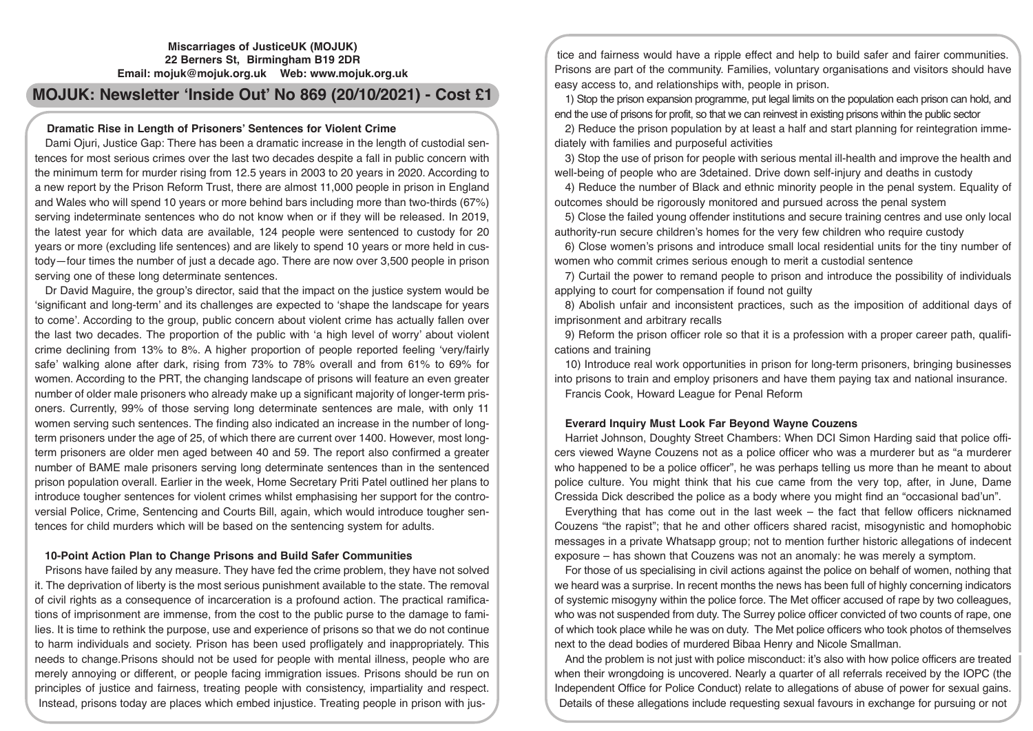**Miscarriages of JusticeUK (MOJUK)**
**22 Berners St, Birmingham B19 2DR**
**Email: mojuk@mojuk.org.uk Web: www.mojuk.org.uk**

# MOJUK: Newsletter 'Inside Out' No 869 (20/10/2021) - Cost £1

## Dramatic Rise in Length of Prisoners' Sentences for Violent Crime

Dami Ojuri, Justice Gap: There has been a dramatic increase in the length of custodial sentences for most serious crimes over the last two decades despite a fall in public concern with the minimum term for murder rising from 12.5 years in 2003 to 20 years in 2020. According to a new report by the Prison Reform Trust, there are almost 11,000 people in prison in England and Wales who will spend 10 years or more behind bars including more than two-thirds (67%) serving indeterminate sentences who do not know when or if they will be released. In 2019, the latest year for which data are available, 124 people were sentenced to custody for 20 years or more (excluding life sentences) and are likely to spend 10 years or more held in custody—four times the number of just a decade ago. There are now over 3,500 people in prison serving one of these long determinate sentences.

Dr David Maguire, the group's director, said that the impact on the justice system would be 'significant and long-term' and its challenges are expected to 'shape the landscape for years to come'. According to the group, public concern about violent crime has actually fallen over the last two decades. The proportion of the public with 'a high level of worry' about violent crime declining from 13% to 8%. A higher proportion of people reported feeling 'very/fairly safe' walking alone after dark, rising from 73% to 78% overall and from 61% to 69% for women. According to the PRT, the changing landscape of prisons will feature an even greater number of older male prisoners who already make up a significant majority of longer-term prisoners. Currently, 99% of those serving long determinate sentences are male, with only 11 women serving such sentences. The finding also indicated an increase in the number of long-term prisoners under the age of 25, of which there are current over 1400. However, most long-term prisoners are older men aged between 40 and 59. The report also confirmed a greater number of BAME male prisoners serving long determinate sentences than in the sentenced prison population overall. Earlier in the week, Home Secretary Priti Patel outlined her plans to introduce tougher sentences for violent crimes whilst emphasising her support for the controversial Police, Crime, Sentencing and Courts Bill, again, which would introduce tougher sentences for child murders which will be based on the sentencing system for adults.

## 10-Point Action Plan to Change Prisons and Build Safer Communities

Prisons have failed by any measure. They have fed the crime problem, they have not solved it. The deprivation of liberty is the most serious punishment available to the state. The removal of civil rights as a consequence of incarceration is a profound action. The practical ramifications of imprisonment are immense, from the cost to the public purse to the damage to families. It is time to rethink the purpose, use and experience of prisons so that we do not continue to harm individuals and society. Prison has been used profligately and inappropriately. This needs to change.Prisons should not be used for people with mental illness, people who are merely annoying or different, or people facing immigration issues. Prisons should be run on principles of justice and fairness, treating people with consistency, impartiality and respect. Instead, prisons today are places which embed injustice. Treating people in prison with justice and fairness would have a ripple effect and help to build safer and fairer communities. Prisons are part of the community. Families, voluntary organisations and visitors should have easy access to, and relationships with, people in prison.

1) Stop the prison expansion programme, put legal limits on the population each prison can hold, and end the use of prisons for profit, so that we can reinvest in existing prisons within the public sector

2) Reduce the prison population by at least a half and start planning for reintegration immediately with families and purposeful activities

3) Stop the use of prison for people with serious mental ill-health and improve the health and well-being of people who are 3detained. Drive down self-injury and deaths in custody

4) Reduce the number of Black and ethnic minority people in the penal system. Equality of outcomes should be rigorously monitored and pursued across the penal system

5) Close the failed young offender institutions and secure training centres and use only local authority-run secure children's homes for the very few children who require custody

6) Close women's prisons and introduce small local residential units for the tiny number of women who commit crimes serious enough to merit a custodial sentence

7) Curtail the power to remand people to prison and introduce the possibility of individuals applying to court for compensation if found not guilty

8) Abolish unfair and inconsistent practices, such as the imposition of additional days of imprisonment and arbitrary recalls

9) Reform the prison officer role so that it is a profession with a proper career path, qualifications and training

10) Introduce real work opportunities in prison for long-term prisoners, bringing businesses into prisons to train and employ prisoners and have them paying tax and national insurance.

Francis Cook, Howard League for Penal Reform

## Everard Inquiry Must Look Far Beyond Wayne Couzens

Harriet Johnson, Doughty Street Chambers: When DCI Simon Harding said that police officers viewed Wayne Couzens not as a police officer who was a murderer but as "a murderer who happened to be a police officer", he was perhaps telling us more than he meant to about police culture. You might think that his cue came from the very top, after, in June, Dame Cressida Dick described the police as a body where you might find an "occasional bad'un".

Everything that has come out in the last week – the fact that fellow officers nicknamed Couzens "the rapist"; that he and other officers shared racist, misogynistic and homophobic messages in a private Whatsapp group; not to mention further historic allegations of indecent exposure – has shown that Couzens was not an anomaly: he was merely a symptom.

For those of us specialising in civil actions against the police on behalf of women, nothing that we heard was a surprise. In recent months the news has been full of highly concerning indicators of systemic misogyny within the police force. The Met officer accused of rape by two colleagues, who was not suspended from duty. The Surrey police officer convicted of two counts of rape, one of which took place while he was on duty. The Met police officers who took photos of themselves next to the dead bodies of murdered Bibaa Henry and Nicole Smallman.

And the problem is not just with police misconduct: it's also with how police officers are treated when their wrongdoing is uncovered. Nearly a quarter of all referrals received by the IOPC (the Independent Office for Police Conduct) relate to allegations of abuse of power for sexual gains. Details of these allegations include requesting sexual favours in exchange for pursuing or not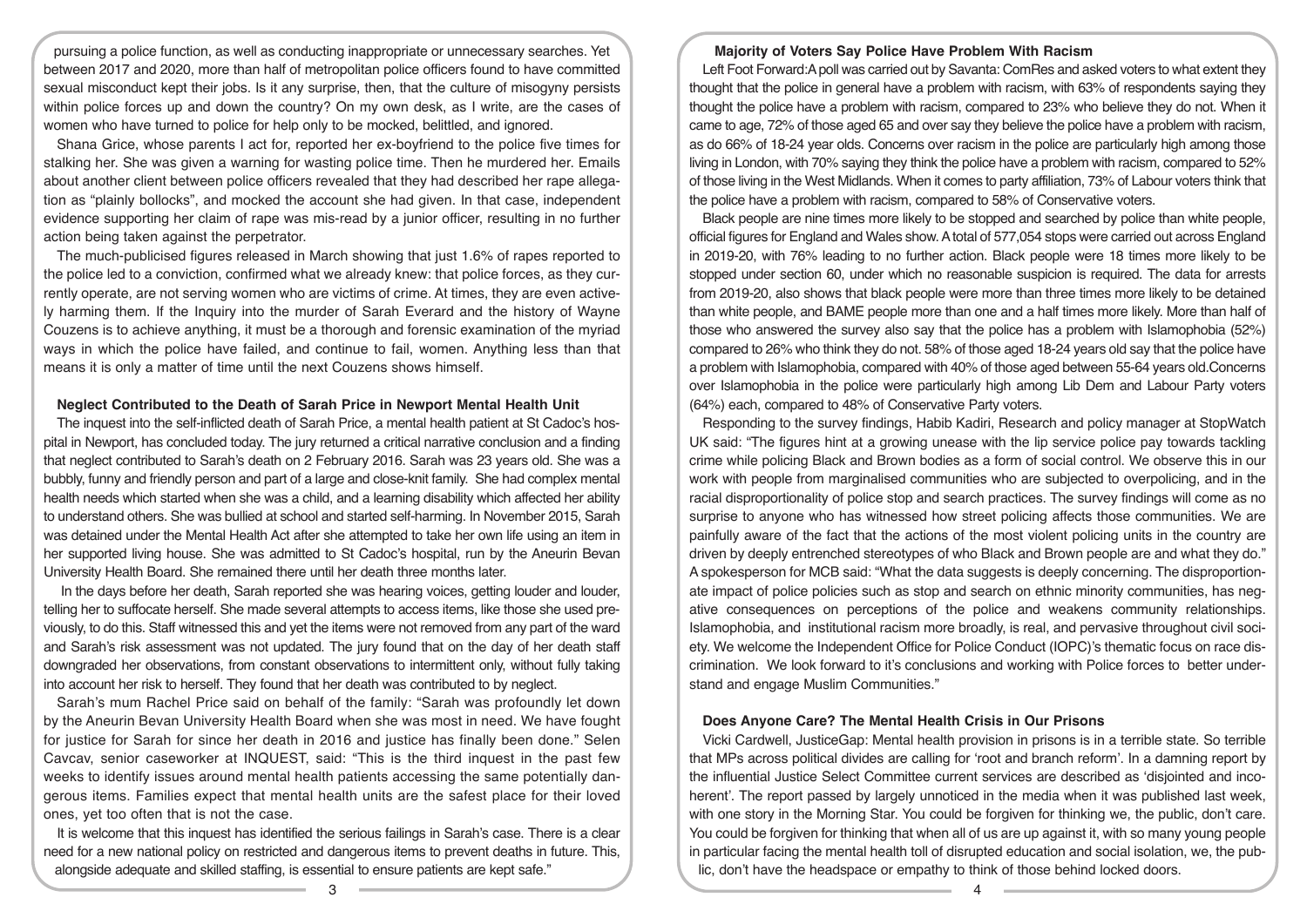pursuing a police function, as well as conducting inappropriate or unnecessary searches. Yet between 2017 and 2020, more than half of metropolitan police officers found to have committed sexual misconduct kept their jobs. Is it any surprise, then, that the culture of misogyny persists within police forces up and down the country? On my own desk, as I write, are the cases of women who have turned to police for help only to be mocked, belittled, and ignored.

Shana Grice, whose parents I act for, reported her ex-boyfriend to the police five times for stalking her. She was given a warning for wasting police time. Then he murdered her. Emails about another client between police officers revealed that they had described her rape allegation as "plainly bollocks", and mocked the account she had given. In that case, independent evidence supporting her claim of rape was mis-read by a junior officer, resulting in no further action being taken against the perpetrator.

The much-publicised figures released in March showing that just 1.6% of rapes reported to the police led to a conviction, confirmed what we already knew: that police forces, as they currently operate, are not serving women who are victims of crime. At times, they are even actively harming them. If the Inquiry into the murder of Sarah Everard and the history of Wayne Couzens is to achieve anything, it must be a thorough and forensic examination of the myriad ways in which the police have failed, and continue to fail, women. Anything less than that means it is only a matter of time until the next Couzens shows himself.

### Neglect Contributed to the Death of Sarah Price in Newport Mental Health Unit

The inquest into the self-inflicted death of Sarah Price, a mental health patient at St Cadoc's hospital in Newport, has concluded today. The jury returned a critical narrative conclusion and a finding that neglect contributed to Sarah's death on 2 February 2016. Sarah was 23 years old. She was a bubbly, funny and friendly person and part of a large and close-knit family. She had complex mental health needs which started when she was a child, and a learning disability which affected her ability to understand others. She was bullied at school and started self-harming. In November 2015, Sarah was detained under the Mental Health Act after she attempted to take her own life using an item in her supported living house. She was admitted to St Cadoc's hospital, run by the Aneurin Bevan University Health Board. She remained there until her death three months later.

In the days before her death, Sarah reported she was hearing voices, getting louder and louder, telling her to suffocate herself. She made several attempts to access items, like those she used previously, to do this. Staff witnessed this and yet the items were not removed from any part of the ward and Sarah's risk assessment was not updated. The jury found that on the day of her death staff downgraded her observations, from constant observations to intermittent only, without fully taking into account her risk to herself. They found that her death was contributed to by neglect.

Sarah's mum Rachel Price said on behalf of the family: "Sarah was profoundly let down by the Aneurin Bevan University Health Board when she was most in need. We have fought for justice for Sarah for since her death in 2016 and justice has finally been done." Selen Cavcav, senior caseworker at INQUEST, said: "This is the third inquest in the past few weeks to identify issues around mental health patients accessing the same potentially dangerous items. Families expect that mental health units are the safest place for their loved ones, yet too often that is not the case.

It is welcome that this inquest has identified the serious failings in Sarah's case. There is a clear need for a new national policy on restricted and dangerous items to prevent deaths in future. This, alongside adequate and skilled staffing, is essential to ensure patients are kept safe."

### Majority of Voters Say Police Have Problem With Racism

Left Foot Forward:A poll was carried out by Savanta: ComRes and asked voters to what extent they thought that the police in general have a problem with racism, with 63% of respondents saying they thought the police have a problem with racism, compared to 23% who believe they do not. When it came to age, 72% of those aged 65 and over say they believe the police have a problem with racism, as do 66% of 18-24 year olds. Concerns over racism in the police are particularly high among those living in London, with 70% saying they think the police have a problem with racism, compared to 52% of those living in the West Midlands. When it comes to party affiliation, 73% of Labour voters think that the police have a problem with racism, compared to 58% of Conservative voters.

Black people are nine times more likely to be stopped and searched by police than white people, official figures for England and Wales show. A total of 577,054 stops were carried out across England in 2019-20, with 76% leading to no further action. Black people were 18 times more likely to be stopped under section 60, under which no reasonable suspicion is required. The data for arrests from 2019-20, also shows that black people were more than three times more likely to be detained than white people, and BAME people more than one and a half times more likely. More than half of those who answered the survey also say that the police has a problem with Islamophobia (52%) compared to 26% who think they do not. 58% of those aged 18-24 years old say that the police have a problem with Islamophobia, compared with 40% of those aged between 55-64 years old.Concerns over Islamophobia in the police were particularly high among Lib Dem and Labour Party voters (64%) each, compared to 48% of Conservative Party voters.

Responding to the survey findings, Habib Kadiri, Research and policy manager at StopWatch UK said: "The figures hint at a growing unease with the lip service police pay towards tackling crime while policing Black and Brown bodies as a form of social control. We observe this in our work with people from marginalised communities who are subjected to overpolicing, and in the racial disproportionality of police stop and search practices. The survey findings will come as no surprise to anyone who has witnessed how street policing affects those communities. We are painfully aware of the fact that the actions of the most violent policing units in the country are driven by deeply entrenched stereotypes of who Black and Brown people are and what they do." A spokesperson for MCB said: "What the data suggests is deeply concerning. The disproportionate impact of police policies such as stop and search on ethnic minority communities, has negative consequences on perceptions of the police and weakens community relationships. Islamophobia, and institutional racism more broadly, is real, and pervasive throughout civil society. We welcome the Independent Office for Police Conduct (IOPC)'s thematic focus on race discrimination. We look forward to it's conclusions and working with Police forces to better understand and engage Muslim Communities."

### Does Anyone Care? The Mental Health Crisis in Our Prisons

Vicki Cardwell, JusticeGap: Mental health provision in prisons is in a terrible state. So terrible that MPs across political divides are calling for 'root and branch reform'. In a damning report by the influential Justice Select Committee current services are described as 'disjointed and incoherent'. The report passed by largely unnoticed in the media when it was published last week, with one story in the Morning Star. You could be forgiven for thinking we, the public, don't care. You could be forgiven for thinking that when all of us are up against it, with so many young people in particular facing the mental health toll of disrupted education and social isolation, we, the public, don't have the headspace or empathy to think of those behind locked doors.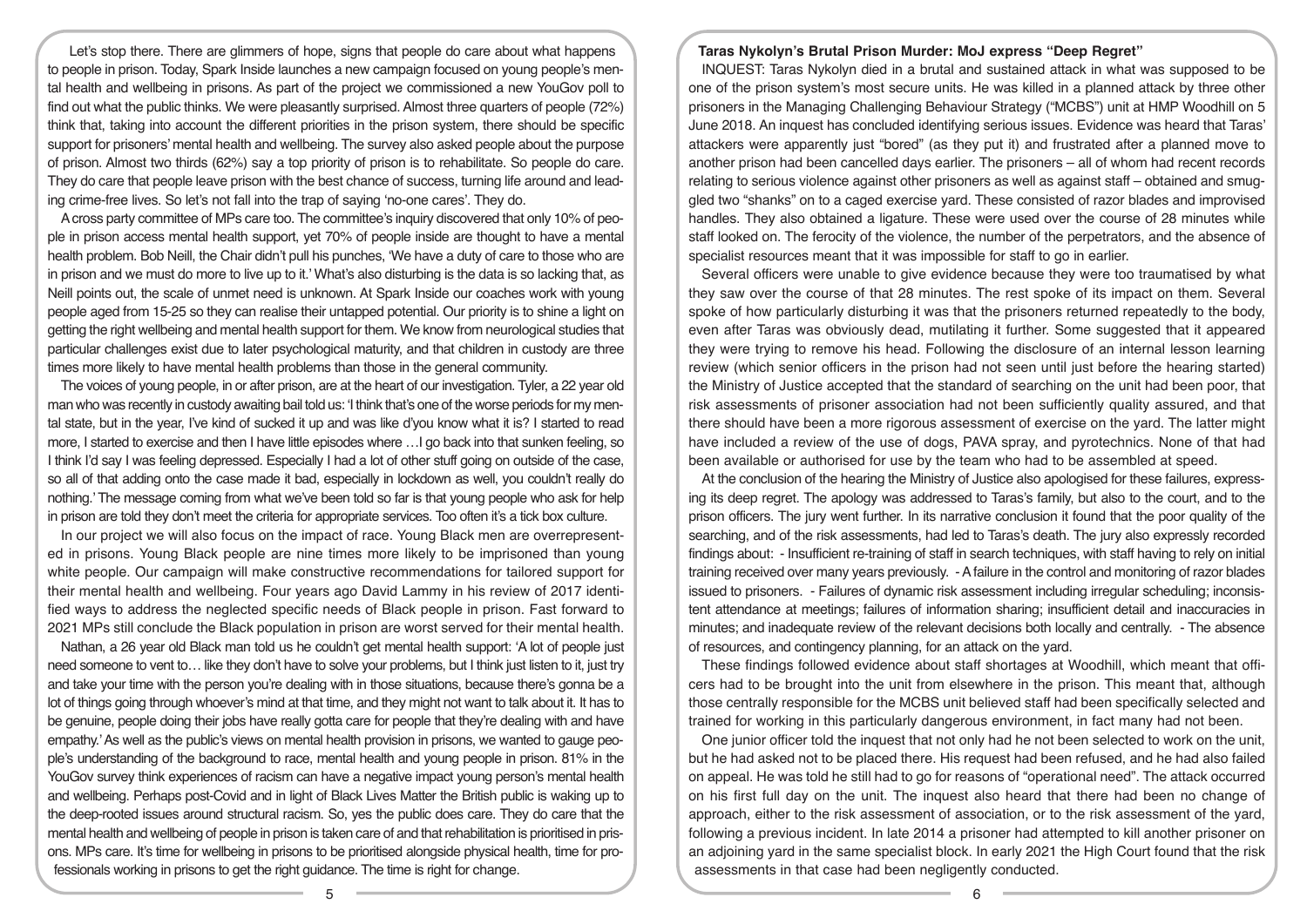Let's stop there. There are glimmers of hope, signs that people do care about what happens to people in prison. Today, Spark Inside launches a new campaign focused on young people's mental health and wellbeing in prisons. As part of the project we commissioned a new YouGov poll to find out what the public thinks. We were pleasantly surprised. Almost three quarters of people (72%) think that, taking into account the different priorities in the prison system, there should be specific support for prisoners' mental health and wellbeing. The survey also asked people about the purpose of prison. Almost two thirds (62%) say a top priority of prison is to rehabilitate. So people do care. They do care that people leave prison with the best chance of success, turning life around and leading crime-free lives. So let's not fall into the trap of saying 'no-one cares'. They do.

A cross party committee of MPs care too. The committee's inquiry discovered that only 10% of people in prison access mental health support, yet 70% of people inside are thought to have a mental health problem. Bob Neill, the Chair didn't pull his punches, 'We have a duty of care to those who are in prison and we must do more to live up to it.' What's also disturbing is the data is so lacking that, as Neill points out, the scale of unmet need is unknown. At Spark Inside our coaches work with young people aged from 15-25 so they can realise their untapped potential. Our priority is to shine a light on getting the right wellbeing and mental health support for them. We know from neurological studies that particular challenges exist due to later psychological maturity, and that children in custody are three times more likely to have mental health problems than those in the general community.

The voices of young people, in or after prison, are at the heart of our investigation. Tyler, a 22 year old man who was recently in custody awaiting bail told us: 'I think that's one of the worse periods for my mental state, but in the year, I've kind of sucked it up and was like d'you know what it is? I started to read more, I started to exercise and then I have little episodes where …I go back into that sunken feeling, so I think I'd say I was feeling depressed. Especially I had a lot of other stuff going on outside of the case, so all of that adding onto the case made it bad, especially in lockdown as well, you couldn't really do nothing.' The message coming from what we've been told so far is that young people who ask for help in prison are told they don't meet the criteria for appropriate services. Too often it's a tick box culture.

In our project we will also focus on the impact of race. Young Black men are overrepresented in prisons. Young Black people are nine times more likely to be imprisoned than young white people. Our campaign will make constructive recommendations for tailored support for their mental health and wellbeing. Four years ago David Lammy in his review of 2017 identified ways to address the neglected specific needs of Black people in prison. Fast forward to 2021 MPs still conclude the Black population in prison are worst served for their mental health.

Nathan, a 26 year old Black man told us he couldn't get mental health support: 'A lot of people just need someone to vent to… like they don't have to solve your problems, but I think just listen to it, just try and take your time with the person you're dealing with in those situations, because there's gonna be a lot of things going through whoever's mind at that time, and they might not want to talk about it. It has to be genuine, people doing their jobs have really gotta care for people that they're dealing with and have empathy.' As well as the public's views on mental health provision in prisons, we wanted to gauge people's understanding of the background to race, mental health and young people in prison. 81% in the YouGov survey think experiences of racism can have a negative impact young person's mental health and wellbeing. Perhaps post-Covid and in light of Black Lives Matter the British public is waking up to the deep-rooted issues around structural racism. So, yes the public does care. They do care that the mental health and wellbeing of people in prison is taken care of and that rehabilitation is prioritised in prisons. MPs care. It's time for wellbeing in prisons to be prioritised alongside physical health, time for professionals working in prisons to get the right guidance. The time is right for change.

## Taras Nykolyn's Brutal Prison Murder: MoJ express "Deep Regret"

INQUEST: Taras Nykolyn died in a brutal and sustained attack in what was supposed to be one of the prison system's most secure units. He was killed in a planned attack by three other prisoners in the Managing Challenging Behaviour Strategy ("MCBS") unit at HMP Woodhill on 5 June 2018. An inquest has concluded identifying serious issues. Evidence was heard that Taras' attackers were apparently just "bored" (as they put it) and frustrated after a planned move to another prison had been cancelled days earlier. The prisoners – all of whom had recent records relating to serious violence against other prisoners as well as against staff – obtained and smuggled two "shanks" on to a caged exercise yard. These consisted of razor blades and improvised handles. They also obtained a ligature. These were used over the course of 28 minutes while staff looked on. The ferocity of the violence, the number of the perpetrators, and the absence of specialist resources meant that it was impossible for staff to go in earlier.

Several officers were unable to give evidence because they were too traumatised by what they saw over the course of that 28 minutes. The rest spoke of its impact on them. Several spoke of how particularly disturbing it was that the prisoners returned repeatedly to the body, even after Taras was obviously dead, mutilating it further. Some suggested that it appeared they were trying to remove his head. Following the disclosure of an internal lesson learning review (which senior officers in the prison had not seen until just before the hearing started) the Ministry of Justice accepted that the standard of searching on the unit had been poor, that risk assessments of prisoner association had not been sufficiently quality assured, and that there should have been a more rigorous assessment of exercise on the yard. The latter might have included a review of the use of dogs, PAVA spray, and pyrotechnics. None of that had been available or authorised for use by the team who had to be assembled at speed.

At the conclusion of the hearing the Ministry of Justice also apologised for these failures, expressing its deep regret. The apology was addressed to Taras's family, but also to the court, and to the prison officers. The jury went further. In its narrative conclusion it found that the poor quality of the searching, and of the risk assessments, had led to Taras's death. The jury also expressly recorded findings about:

- Insufficient re-training of staff in search techniques, with staff having to rely on initial training received over many years previously.
- A failure in the control and monitoring of razor blades issued to prisoners.
- Failures of dynamic risk assessment including irregular scheduling; inconsistent attendance at meetings; failures of information sharing; insufficient detail and inaccuracies in minutes; and inadequate review of the relevant decisions both locally and centrally.
- The absence of resources, and contingency planning, for an attack on the yard.

These findings followed evidence about staff shortages at Woodhill, which meant that officers had to be brought into the unit from elsewhere in the prison. This meant that, although those centrally responsible for the MCBS unit believed staff had been specifically selected and trained for working in this particularly dangerous environment, in fact many had not been.

One junior officer told the inquest that not only had he not been selected to work on the unit, but he had asked not to be placed there. His request had been refused, and he had also failed on appeal. He was told he still had to go for reasons of "operational need". The attack occurred on his first full day on the unit. The inquest also heard that there had been no change of approach, either to the risk assessment of association, or to the risk assessment of the yard, following a previous incident. In late 2014 a prisoner had attempted to kill another prisoner on an adjoining yard in the same specialist block. In early 2021 the High Court found that the risk assessments in that case had been negligently conducted.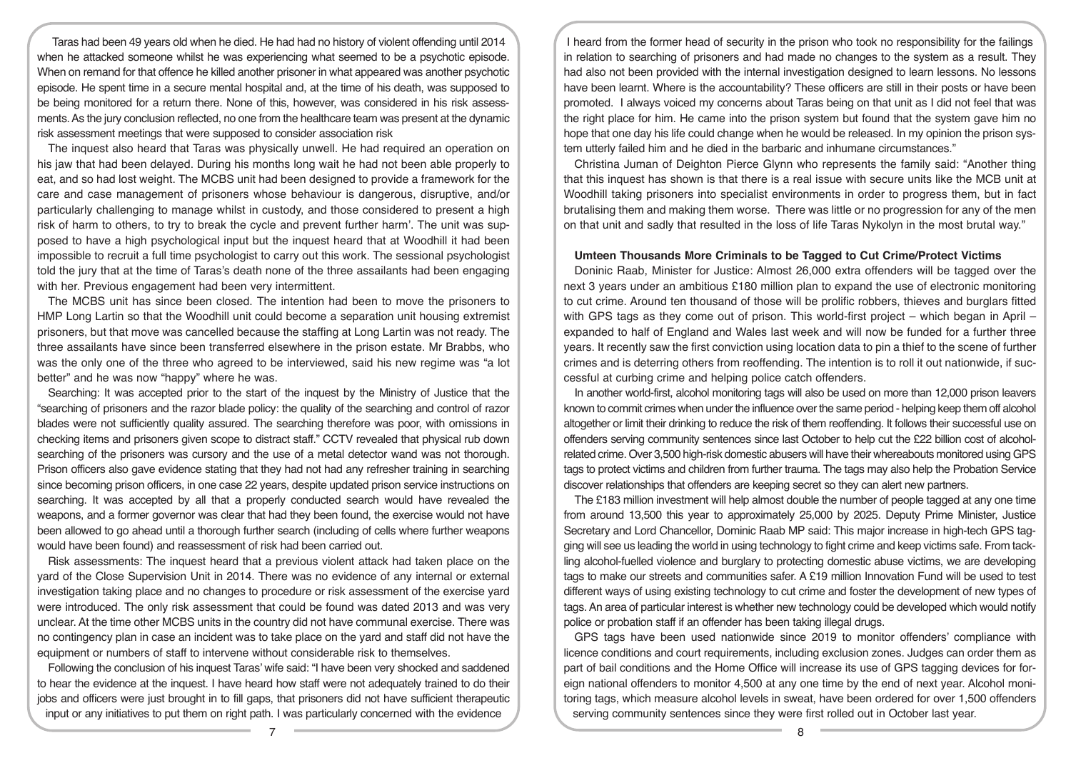Taras had been 49 years old when he died. He had had no history of violent offending until 2014 when he attacked someone whilst he was experiencing what seemed to be a psychotic episode. When on remand for that offence he killed another prisoner in what appeared was another psychotic episode. He spent time in a secure mental hospital and, at the time of his death, was supposed to be being monitored for a return there. None of this, however, was considered in his risk assessments. As the jury conclusion reflected, no one from the healthcare team was present at the dynamic risk assessment meetings that were supposed to consider association risk

The inquest also heard that Taras was physically unwell. He had required an operation on his jaw that had been delayed. During his months long wait he had not been able properly to eat, and so had lost weight. The MCBS unit had been designed to provide a framework for the care and case management of prisoners whose behaviour is dangerous, disruptive, and/or particularly challenging to manage whilst in custody, and those considered to present a high risk of harm to others, to try to break the cycle and prevent further harm'. The unit was supposed to have a high psychological input but the inquest heard that at Woodhill it had been impossible to recruit a full time psychologist to carry out this work. The sessional psychologist told the jury that at the time of Taras's death none of the three assailants had been engaging with her. Previous engagement had been very intermittent.

The MCBS unit has since been closed. The intention had been to move the prisoners to HMP Long Lartin so that the Woodhill unit could become a separation unit housing extremist prisoners, but that move was cancelled because the staffing at Long Lartin was not ready. The three assailants have since been transferred elsewhere in the prison estate. Mr Brabbs, who was the only one of the three who agreed to be interviewed, said his new regime was "a lot better" and he was now "happy" where he was.

Searching: It was accepted prior to the start of the inquest by the Ministry of Justice that the "searching of prisoners and the razor blade policy: the quality of the searching and control of razor blades were not sufficiently quality assured. The searching therefore was poor, with omissions in checking items and prisoners given scope to distract staff." CCTV revealed that physical rub down searching of the prisoners was cursory and the use of a metal detector wand was not thorough. Prison officers also gave evidence stating that they had not had any refresher training in searching since becoming prison officers, in one case 22 years, despite updated prison service instructions on searching. It was accepted by all that a properly conducted search would have revealed the weapons, and a former governor was clear that had they been found, the exercise would not have been allowed to go ahead until a thorough further search (including of cells where further weapons would have been found) and reassessment of risk had been carried out.

Risk assessments: The inquest heard that a previous violent attack had taken place on the yard of the Close Supervision Unit in 2014. There was no evidence of any internal or external investigation taking place and no changes to procedure or risk assessment of the exercise yard were introduced. The only risk assessment that could be found was dated 2013 and was very unclear. At the time other MCBS units in the country did not have communal exercise. There was no contingency plan in case an incident was to take place on the yard and staff did not have the equipment or numbers of staff to intervene without considerable risk to themselves.

Following the conclusion of his inquest Taras' wife said: "I have been very shocked and saddened to hear the evidence at the inquest. I have heard how staff were not adequately trained to do their jobs and officers were just brought in to fill gaps, that prisoners did not have sufficient therapeutic input or any initiatives to put them on right path. I was particularly concerned with the evidence I heard from the former head of security in the prison who took no responsibility for the failings in relation to searching of prisoners and had made no changes to the system as a result. They had also not been provided with the internal investigation designed to learn lessons. No lessons have been learnt. Where is the accountability? These officers are still in their posts or have been promoted. I always voiced my concerns about Taras being on that unit as I did not feel that was the right place for him. He came into the prison system but found that the system gave him no hope that one day his life could change when he would be released. In my opinion the prison system utterly failed him and he died in the barbaric and inhumane circumstances."

Christina Juman of Deighton Pierce Glynn who represents the family said: "Another thing that this inquest has shown is that there is a real issue with secure units like the MCB unit at Woodhill taking prisoners into specialist environments in order to progress them, but in fact brutalising them and making them worse. There was little or no progression for any of the men on that unit and sadly that resulted in the loss of life Taras Nykolyn in the most brutal way."

### Umteen Thousands More Criminals to be Tagged to Cut Crime/Protect Victims

Doninic Raab, Minister for Justice: Almost 26,000 extra offenders will be tagged over the next 3 years under an ambitious £180 million plan to expand the use of electronic monitoring to cut crime. Around ten thousand of those will be prolific robbers, thieves and burglars fitted with GPS tags as they come out of prison. This world-first project – which began in April – expanded to half of England and Wales last week and will now be funded for a further three years. It recently saw the first conviction using location data to pin a thief to the scene of further crimes and is deterring others from reoffending. The intention is to roll it out nationwide, if successful at curbing crime and helping police catch offenders.

In another world-first, alcohol monitoring tags will also be used on more than 12,000 prison leavers known to commit crimes when under the influence over the same period - helping keep them off alcohol altogether or limit their drinking to reduce the risk of them reoffending. It follows their successful use on offenders serving community sentences since last October to help cut the £22 billion cost of alcohol-related crime. Over 3,500 high-risk domestic abusers will have their whereabouts monitored using GPS tags to protect victims and children from further trauma. The tags may also help the Probation Service discover relationships that offenders are keeping secret so they can alert new partners.

The £183 million investment will help almost double the number of people tagged at any one time from around 13,500 this year to approximately 25,000 by 2025. Deputy Prime Minister, Justice Secretary and Lord Chancellor, Dominic Raab MP said: This major increase in high-tech GPS tagging will see us leading the world in using technology to fight crime and keep victims safe. From tackling alcohol-fuelled violence and burglary to protecting domestic abuse victims, we are developing tags to make our streets and communities safer. A £19 million Innovation Fund will be used to test different ways of using existing technology to cut crime and foster the development of new types of tags. An area of particular interest is whether new technology could be developed which would notify police or probation staff if an offender has been taking illegal drugs.

GPS tags have been used nationwide since 2019 to monitor offenders' compliance with licence conditions and court requirements, including exclusion zones. Judges can order them as part of bail conditions and the Home Office will increase its use of GPS tagging devices for foreign national offenders to monitor 4,500 at any one time by the end of next year. Alcohol monitoring tags, which measure alcohol levels in sweat, have been ordered for over 1,500 offenders serving community sentences since they were first rolled out in October last year.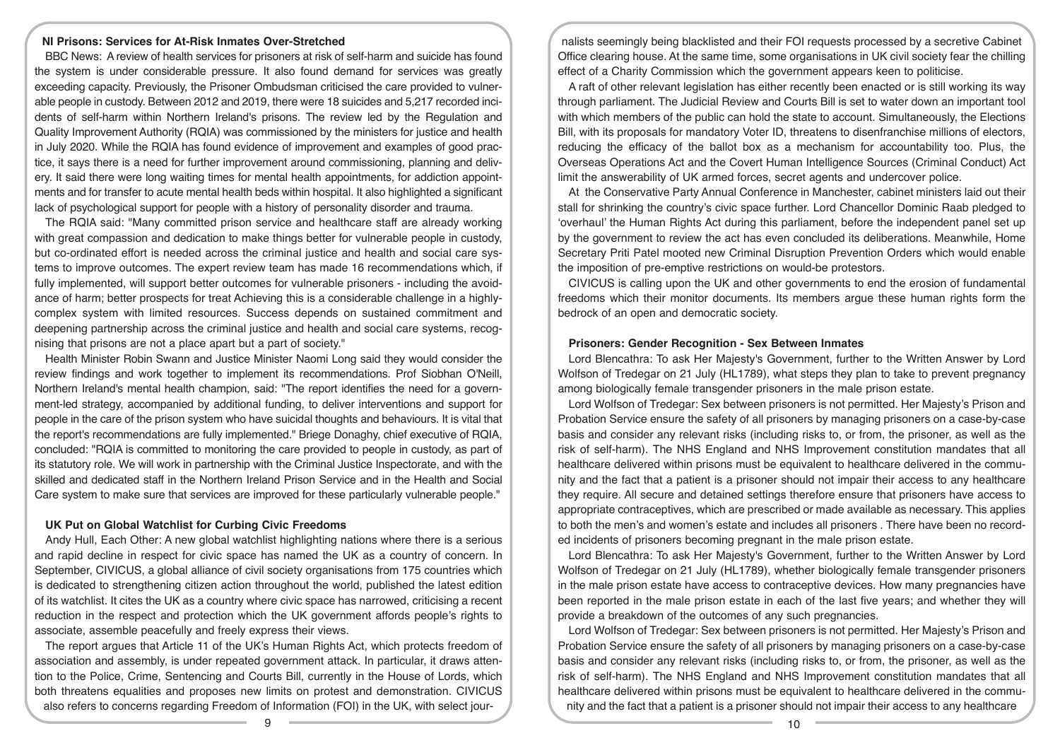### NI Prisons: Services for At-Risk Inmates Over-Stretched

BBC News: A review of health services for prisoners at risk of self-harm and suicide has found the system is under considerable pressure. It also found demand for services was greatly exceeding capacity. Previously, the Prisoner Ombudsman criticised the care provided to vulnerable people in custody. Between 2012 and 2019, there were 18 suicides and 5,217 recorded incidents of self-harm within Northern Ireland's prisons. The review led by the Regulation and Quality Improvement Authority (RQIA) was commissioned by the ministers for justice and health in July 2020. While the RQIA has found evidence of improvement and examples of good practice, it says there is a need for further improvement around commissioning, planning and delivery. It said there were long waiting times for mental health appointments, for addiction appointments and for transfer to acute mental health beds within hospital. It also highlighted a significant lack of psychological support for people with a history of personality disorder and trauma.

The RQIA said: "Many committed prison service and healthcare staff are already working with great compassion and dedication to make things better for vulnerable people in custody, but co-ordinated effort is needed across the criminal justice and health and social care systems to improve outcomes. The expert review team has made 16 recommendations which, if fully implemented, will support better outcomes for vulnerable prisoners - including the avoidance of harm; better prospects for treat Achieving this is a considerable challenge in a highly-complex system with limited resources. Success depends on sustained commitment and deepening partnership across the criminal justice and health and social care systems, recognising that prisons are not a place apart but a part of society."

Health Minister Robin Swann and Justice Minister Naomi Long said they would consider the review findings and work together to implement its recommendations. Prof Siobhan O'Neill, Northern Ireland's mental health champion, said: "The report identifies the need for a government-led strategy, accompanied by additional funding, to deliver interventions and support for people in the care of the prison system who have suicidal thoughts and behaviours. It is vital that the report's recommendations are fully implemented." Briege Donaghy, chief executive of RQIA, concluded: "RQIA is committed to monitoring the care provided to people in custody, as part of its statutory role. We will work in partnership with the Criminal Justice Inspectorate, and with the skilled and dedicated staff in the Northern Ireland Prison Service and in the Health and Social Care system to make sure that services are improved for these particularly vulnerable people."

### UK Put on Global Watchlist for Curbing Civic Freedoms

Andy Hull, Each Other: A new global watchlist highlighting nations where there is a serious and rapid decline in respect for civic space has named the UK as a country of concern. In September, CIVICUS, a global alliance of civil society organisations from 175 countries which is dedicated to strengthening citizen action throughout the world, published the latest edition of its watchlist. It cites the UK as a country where civic space has narrowed, criticising a recent reduction in the respect and protection which the UK government affords people's rights to associate, assemble peacefully and freely express their views.

The report argues that Article 11 of the UK's Human Rights Act, which protects freedom of association and assembly, is under repeated government attack. In particular, it draws attention to the Police, Crime, Sentencing and Courts Bill, currently in the House of Lords, which both threatens equalities and proposes new limits on protest and demonstration. CIVICUS also refers to concerns regarding Freedom of Information (FOI) in the UK, with select journalists seemingly being blacklisted and their FOI requests processed by a secretive Cabinet Office clearing house. At the same time, some organisations in UK civil society fear the chilling effect of a Charity Commission which the government appears keen to politicise.

A raft of other relevant legislation has either recently been enacted or is still working its way through parliament. The Judicial Review and Courts Bill is set to water down an important tool with which members of the public can hold the state to account. Simultaneously, the Elections Bill, with its proposals for mandatory Voter ID, threatens to disenfranchise millions of electors, reducing the efficacy of the ballot box as a mechanism for accountability too. Plus, the Overseas Operations Act and the Covert Human Intelligence Sources (Criminal Conduct) Act limit the answerability of UK armed forces, secret agents and undercover police.

At the Conservative Party Annual Conference in Manchester, cabinet ministers laid out their stall for shrinking the country's civic space further. Lord Chancellor Dominic Raab pledged to 'overhaul' the Human Rights Act during this parliament, before the independent panel set up by the government to review the act has even concluded its deliberations. Meanwhile, Home Secretary Priti Patel mooted new Criminal Disruption Prevention Orders which would enable the imposition of pre-emptive restrictions on would-be protestors.

CIVICUS is calling upon the UK and other governments to end the erosion of fundamental freedoms which their monitor documents. Its members argue these human rights form the bedrock of an open and democratic society.

### Prisoners: Gender Recognition - Sex Between Inmates

Lord Blencathra: To ask Her Majesty's Government, further to the Written Answer by Lord Wolfson of Tredegar on 21 July (HL1789), what steps they plan to take to prevent pregnancy among biologically female transgender prisoners in the male prison estate.

Lord Wolfson of Tredegar: Sex between prisoners is not permitted. Her Majesty's Prison and Probation Service ensure the safety of all prisoners by managing prisoners on a case-by-case basis and consider any relevant risks (including risks to, or from, the prisoner, as well as the risk of self-harm). The NHS England and NHS Improvement constitution mandates that all healthcare delivered within prisons must be equivalent to healthcare delivered in the community and the fact that a patient is a prisoner should not impair their access to any healthcare they require. All secure and detained settings therefore ensure that prisoners have access to appropriate contraceptives, which are prescribed or made available as necessary. This applies to both the men's and women's estate and includes all prisoners . There have been no recorded incidents of prisoners becoming pregnant in the male prison estate.

Lord Blencathra: To ask Her Majesty's Government, further to the Written Answer by Lord Wolfson of Tredegar on 21 July (HL1789), whether biologically female transgender prisoners in the male prison estate have access to contraceptive devices. How many pregnancies have been reported in the male prison estate in each of the last five years; and whether they will provide a breakdown of the outcomes of any such pregnancies.

Lord Wolfson of Tredegar: Sex between prisoners is not permitted. Her Majesty's Prison and Probation Service ensure the safety of all prisoners by managing prisoners on a case-by-case basis and consider any relevant risks (including risks to, or from, the prisoner, as well as the risk of self-harm). The NHS England and NHS Improvement constitution mandates that all healthcare delivered within prisons must be equivalent to healthcare delivered in the community and the fact that a patient is a prisoner should not impair their access to any healthcare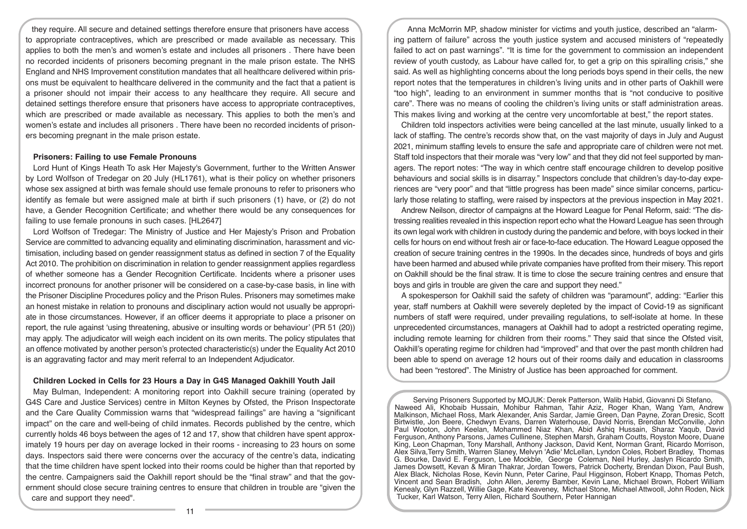they require. All secure and detained settings therefore ensure that prisoners have access to appropriate contraceptives, which are prescribed or made available as necessary. This applies to both the men's and women's estate and includes all prisoners . There have been no recorded incidents of prisoners becoming pregnant in the male prison estate. The NHS England and NHS Improvement constitution mandates that all healthcare delivered within prisons must be equivalent to healthcare delivered in the community and the fact that a patient is a prisoner should not impair their access to any healthcare they require. All secure and detained settings therefore ensure that prisoners have access to appropriate contraceptives, which are prescribed or made available as necessary. This applies to both the men's and women's estate and includes all prisoners . There have been no recorded incidents of prisoners becoming pregnant in the male prison estate.

### Prisoners: Failing to use Female Pronouns

Lord Hunt of Kings Heath To ask Her Majesty's Government, further to the Written Answer by Lord Wolfson of Tredegar on 20 July (HL1761), what is their policy on whether prisoners whose sex assigned at birth was female should use female pronouns to refer to prisoners who identify as female but were assigned male at birth if such prisoners (1) have, or (2) do not have, a Gender Recognition Certificate; and whether there would be any consequences for failing to use female pronouns in such cases. [HL2647]

Lord Wolfson of Tredegar: The Ministry of Justice and Her Majesty's Prison and Probation Service are committed to advancing equality and eliminating discrimination, harassment and victimisation, including based on gender reassignment status as defined in section 7 of the Equality Act 2010. The prohibition on discrimination in relation to gender reassignment applies regardless of whether someone has a Gender Recognition Certificate. Incidents where a prisoner uses incorrect pronouns for another prisoner will be considered on a case-by-case basis, in line with the Prisoner Discipline Procedures policy and the Prison Rules. Prisoners may sometimes make an honest mistake in relation to pronouns and disciplinary action would not usually be appropriate in those circumstances. However, if an officer deems it appropriate to place a prisoner on report, the rule against 'using threatening, abusive or insulting words or behaviour' (PR 51 (20)) may apply. The adjudicator will weigh each incident on its own merits. The policy stipulates that an offence motivated by another person's protected characteristic(s) under the Equality Act 2010 is an aggravating factor and may merit referral to an Independent Adjudicator.

### Children Locked in Cells for 23 Hours a Day in G4S Managed Oakhill Youth Jail

May Bulman, Independent: A monitoring report into Oakhill secure training (operated by G4S Care and Justice Services) centre in Milton Keynes by Ofsted, the Prison Inspectorate and the Care Quality Commission warns that "widespread failings" are having a "significant impact" on the care and well-being of child inmates. Records published by the centre, which currently holds 46 boys between the ages of 12 and 17, show that children have spent approximately 19 hours per day on average locked in their rooms - increasing to 23 hours on some days. Inspectors said there were concerns over the accuracy of the centre's data, indicating that the time children have spent locked into their rooms could be higher than that reported by the centre. Campaigners said the Oakhill report should be the "final straw" and that the government should close secure training centres to ensure that children in trouble are "given the care and support they need".

Anna McMorrin MP, shadow minister for victims and youth justice, described an "alarming pattern of failure" across the youth justice system and accused ministers of "repeatedly failed to act on past warnings". "It is time for the government to commission an independent review of youth custody, as Labour have called for, to get a grip on this spiralling crisis," she said. As well as highlighting concerns about the long periods boys spend in their cells, the new report notes that the temperatures in children's living units and in other parts of Oakhill were "too high", leading to an environment in summer months that is "not conducive to positive care". There was no means of cooling the children's living units or staff administration areas. This makes living and working at the centre very uncomfortable at best," the report states.

Children told inspectors activities were being cancelled at the last minute, usually linked to a lack of staffing. The centre's records show that, on the vast majority of days in July and August 2021, minimum staffing levels to ensure the safe and appropriate care of children were not met. Staff told inspectors that their morale was "very low" and that they did not feel supported by managers. The report notes: "The way in which centre staff encourage children to develop positive behaviours and social skills is in disarray." Inspectors conclude that children's day-to-day experiences are "very poor" and that "little progress has been made" since similar concerns, particularly those relating to staffing, were raised by inspectors at the previous inspection in May 2021.

Andrew Neilson, director of campaigns at the Howard League for Penal Reform, said: "The distressing realities revealed in this inspection report echo what the Howard League has seen through its own legal work with children in custody during the pandemic and before, with boys locked in their cells for hours on end without fresh air or face-to-face education. The Howard League opposed the creation of secure training centres in the 1990s. In the decades since, hundreds of boys and girls have been harmed and abused while private companies have profited from their misery. This report on Oakhill should be the final straw. It is time to close the secure training centres and ensure that boys and girls in trouble are given the care and support they need."

A spokesperson for Oakhill said the safety of children was "paramount", adding: "Earlier this year, staff numbers at Oakhill were severely depleted by the impact of Covid-19 as significant numbers of staff were required, under prevailing regulations, to self-isolate at home. In these unprecedented circumstances, managers at Oakhill had to adopt a restricted operating regime, including remote learning for children from their rooms." They said that since the Ofsted visit, Oakhill's operating regime for children had "improved" and that over the past month children had been able to spend on average 12 hours out of their rooms daily and education in classrooms had been "restored". The Ministry of Justice has been approached for comment.

Serving Prisoners Supported by MOJUK: Derek Patterson, Walib Habid, Giovanni Di Stefano, Naweed Ali, Khobaib Hussain, Mohibur Rahman, Tahir Aziz, Roger Khan, Wang Yam, Andrew Malkinson, Michael Ross, Mark Alexander, Anis Sardar, Jamie Green, Dan Payne, Zoran Dresic, Scott Birtwistle, Jon Beere, Chedwyn Evans, Darren Waterhouse, David Norris, Brendan McConville, John Paul Wooton, John Keelan, Mohammed Niaz Khan, Abid Ashiq Hussain, Sharaz Yaqub, David Ferguson, Anthony Parsons, James Cullinene, Stephen Marsh, Graham Coutts, Royston Moore, Duane King, Leon Chapman, Tony Marshall, Anthony Jackson, David Kent, Norman Grant, Ricardo Morrison, Alex Silva,Terry Smith, Warren Slaney, Melvyn 'Adie' McLellan, Lyndon Coles, Robert Bradley, Thomas G. Bourke, David E. Ferguson, Lee Mockble, George Coleman, Neil Hurley, Jaslyn Ricardo Smith, James Dowsett, Kevan & Miran Thakrar, Jordan Towers, Patrick Docherty, Brendan Dixon, Paul Bush, Alex Black, Nicholas Rose, Kevin Nunn, Peter Carine, Paul Higginson, Robert Knapp, Thomas Petch, Vincent and Sean Bradish, John Allen, Jeremy Bamber, Kevin Lane, Michael Brown, Robert William Kenealy, Glyn Razzell, Willie Gage, Kate Keaveney, Michael Stone, Michael Attwooll, John Roden, Nick Tucker, Karl Watson, Terry Allen, Richard Southern, Peter Hannigan